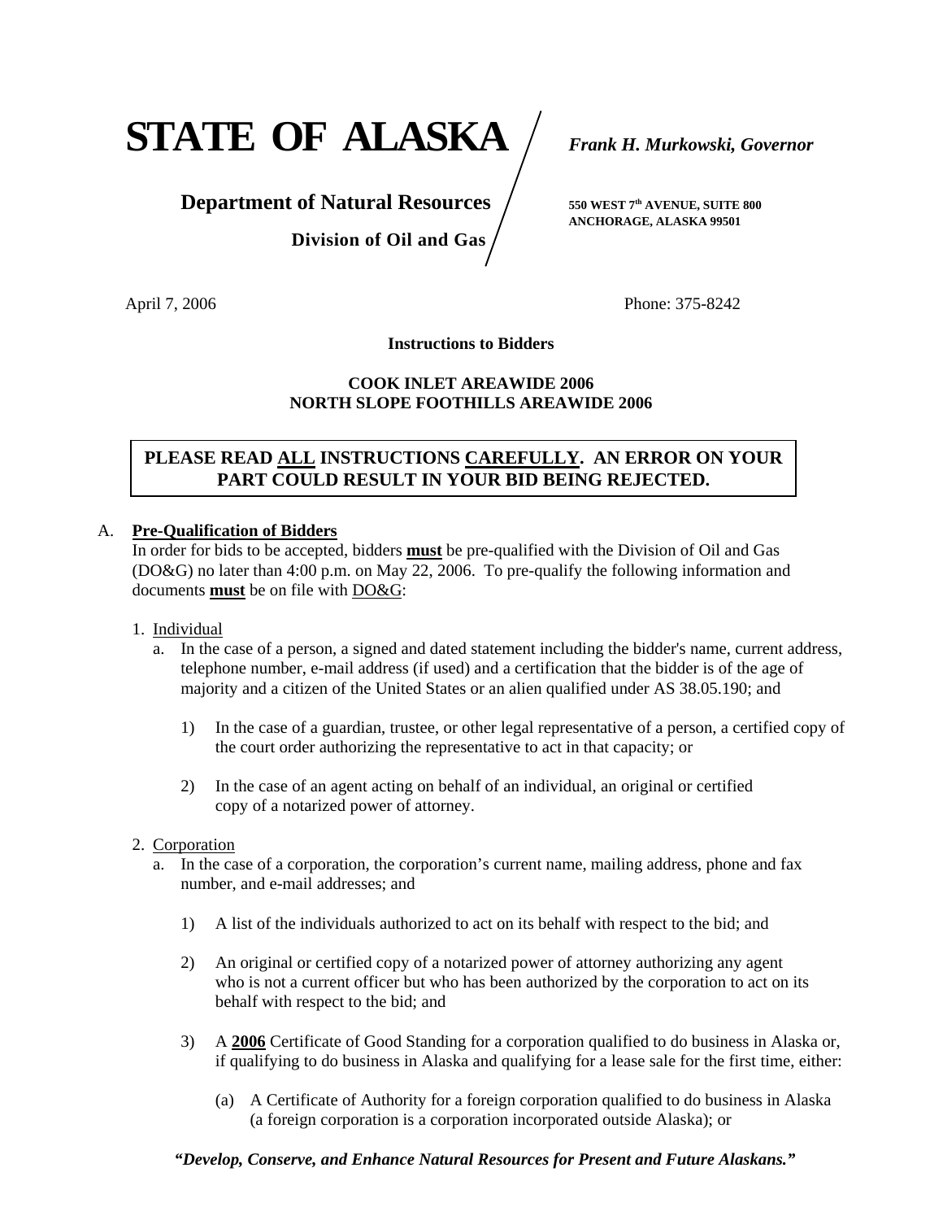# STATE OF ALASKA

***Frank H. Murkowski, Governor***

**Department of Natural Resources**

**Division of Oil and Gas**

**550 WEST 7th AVENUE, SUITE 800**
**ANCHORAGE, ALASKA 99501**

April 7, 2006

Phone: 375-8242

**Instructions to Bidders**

**COOK INLET AREAWIDE 2006**
**NORTH SLOPE FOOTHILLS AREAWIDE 2006**

**PLEASE READ ALL INSTRUCTIONS CAREFULLY. AN ERROR ON YOUR PART COULD RESULT IN YOUR BID BEING REJECTED.**

A. **Pre-Qualification of Bidders**

In order for bids to be accepted, bidders **must** be pre-qualified with the Division of Oil and Gas (DO&G) no later than 4:00 p.m. on May 22, 2006. To pre-qualify the following information and documents **must** be on file with DO&G:

1. Individual
   a. In the case of a person, a signed and dated statement including the bidder's name, current address, telephone number, e-mail address (if used) and a certification that the bidder is of the age of majority and a citizen of the United States or an alien qualified under AS 38.05.190; and

      1) In the case of a guardian, trustee, or other legal representative of a person, a certified copy of the court order authorizing the representative to act in that capacity; or

      2) In the case of an agent acting on behalf of an individual, an original or certified copy of a notarized power of attorney.

2. Corporation
   a. In the case of a corporation, the corporation's current name, mailing address, phone and fax number, and e-mail addresses; and

      1) A list of the individuals authorized to act on its behalf with respect to the bid; and

      2) An original or certified copy of a notarized power of attorney authorizing any agent who is not a current officer but who has been authorized by the corporation to act on its behalf with respect to the bid; and

      3) A **2006** Certificate of Good Standing for a corporation qualified to do business in Alaska or, if qualifying to do business in Alaska and qualifying for a lease sale for the first time, either:

         (a) A Certificate of Authority for a foreign corporation qualified to do business in Alaska (a foreign corporation is a corporation incorporated outside Alaska); or

***"Develop, Conserve, and Enhance Natural Resources for Present and Future Alaskans."***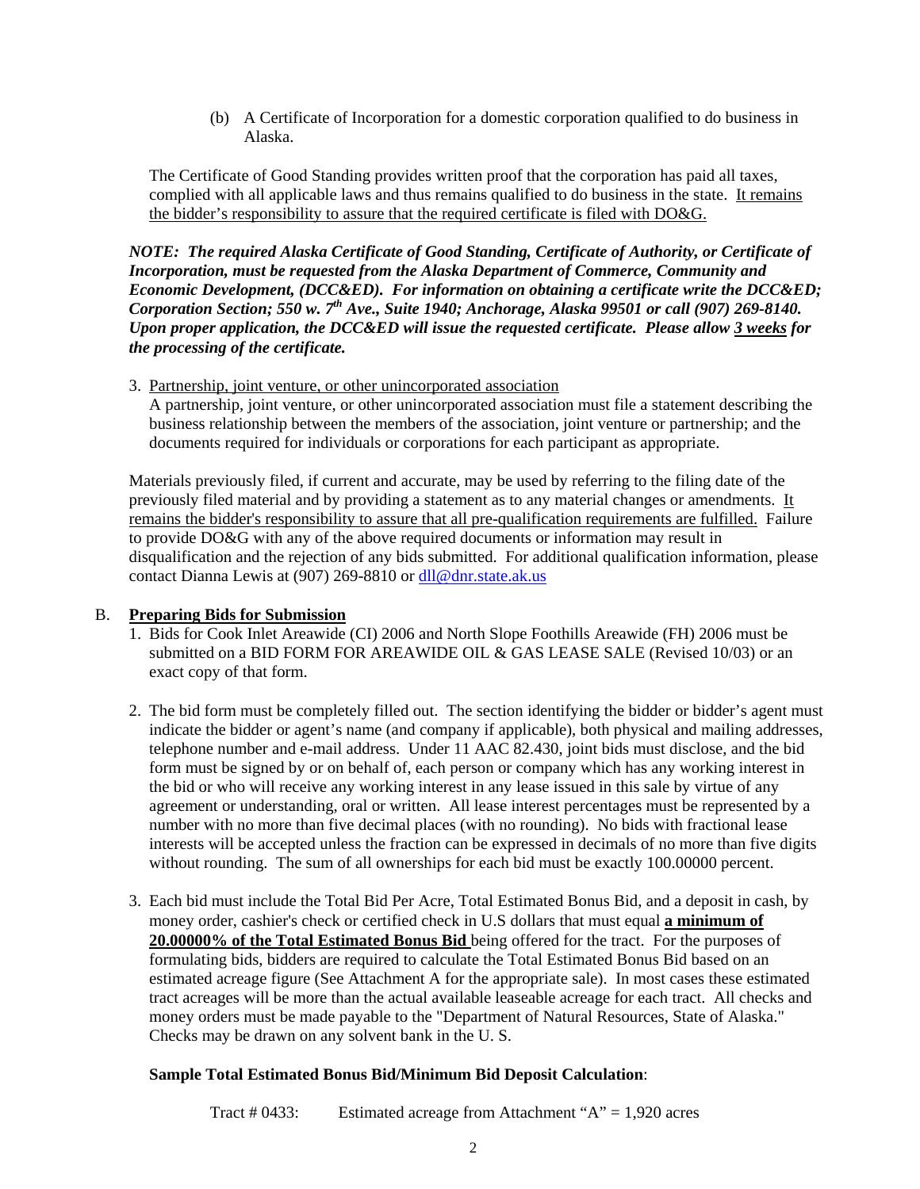(b) A Certificate of Incorporation for a domestic corporation qualified to do business in Alaska.

The Certificate of Good Standing provides written proof that the corporation has paid all taxes, complied with all applicable laws and thus remains qualified to do business in the state. It remains the bidder's responsibility to assure that the required certificate is filed with DO&G.

***NOTE: The required Alaska Certificate of Good Standing, Certificate of Authority, or Certificate of Incorporation, must be requested from the Alaska Department of Commerce, Community and Economic Development, (DCC&ED). For information on obtaining a certificate write the DCC&ED; Corporation Section; 550 w. 7th Ave., Suite 1940; Anchorage, Alaska 99501 or call (907) 269-8140. Upon proper application, the DCC&ED will issue the requested certificate. Please allow 3 weeks for the processing of the certificate.***

3. Partnership, joint venture, or other unincorporated association
   A partnership, joint venture, or other unincorporated association must file a statement describing the business relationship between the members of the association, joint venture or partnership; and the documents required for individuals or corporations for each participant as appropriate.

Materials previously filed, if current and accurate, may be used by referring to the filing date of the previously filed material and by providing a statement as to any material changes or amendments. It remains the bidder's responsibility to assure that all pre-qualification requirements are fulfilled. Failure to provide DO&G with any of the above required documents or information may result in disqualification and the rejection of any bids submitted. For additional qualification information, please contact Dianna Lewis at (907) 269-8810 or dll@dnr.state.ak.us

## B. Preparing Bids for Submission

1. Bids for Cook Inlet Areawide (CI) 2006 and North Slope Foothills Areawide (FH) 2006 must be submitted on a BID FORM FOR AREAWIDE OIL & GAS LEASE SALE (Revised 10/03) or an exact copy of that form.

2. The bid form must be completely filled out. The section identifying the bidder or bidder's agent must indicate the bidder or agent's name (and company if applicable), both physical and mailing addresses, telephone number and e-mail address. Under 11 AAC 82.430, joint bids must disclose, and the bid form must be signed by or on behalf of, each person or company which has any working interest in the bid or who will receive any working interest in any lease issued in this sale by virtue of any agreement or understanding, oral or written. All lease interest percentages must be represented by a number with no more than five decimal places (with no rounding). No bids with fractional lease interests will be accepted unless the fraction can be expressed in decimals of no more than five digits without rounding. The sum of all ownerships for each bid must be exactly 100.00000 percent.

3. Each bid must include the Total Bid Per Acre, Total Estimated Bonus Bid, and a deposit in cash, by money order, cashier's check or certified check in U.S dollars that must equal **a minimum of 20.00000% of the Total Estimated Bonus Bid** being offered for the tract. For the purposes of formulating bids, bidders are required to calculate the Total Estimated Bonus Bid based on an estimated acreage figure (See Attachment A for the appropriate sale). In most cases these estimated tract acreages will be more than the actual available leaseable acreage for each tract. All checks and money orders must be made payable to the "Department of Natural Resources, State of Alaska." Checks may be drawn on any solvent bank in the U. S.

   **Sample Total Estimated Bonus Bid/Minimum Bid Deposit Calculation**:

   Tract # 0433: Estimated acreage from Attachment "A" = 1,920 acres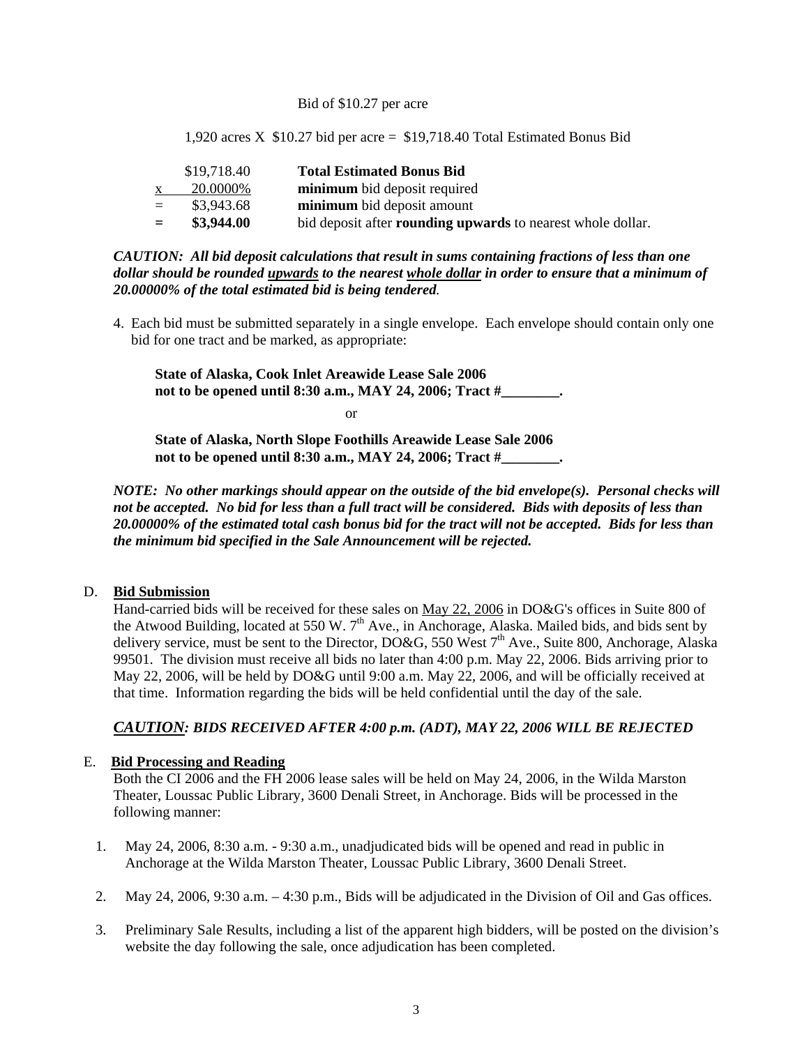Bid of $10.27 per acre

1,920 acres X $10.27 bid per acre = $19,718.40 Total Estimated Bonus Bid

| | | |
|---|---|---|
| | $19,718.40 | **Total Estimated Bonus Bid** |
| x | 20.0000% | **minimum** bid deposit required |
| = | $3,943.68 | **minimum** bid deposit amount |
| **=** | **$3,944.00** | bid deposit after **rounding upwards** to nearest whole dollar. |

***CAUTION: All bid deposit calculations that result in sums containing fractions of less than one dollar should be rounded upwards to the nearest whole dollar in order to ensure that a minimum of 20.00000% of the total estimated bid is being tendered.***

4. Each bid must be submitted separately in a single envelope. Each envelope should contain only one bid for one tract and be marked, as appropriate:

   **State of Alaska, Cook Inlet Areawide Lease Sale 2006**
   **not to be opened until 8:30 a.m., MAY 24, 2006; Tract #________.**

   or

   **State of Alaska, North Slope Foothills Areawide Lease Sale 2006**
   **not to be opened until 8:30 a.m., MAY 24, 2006; Tract #________.**

***NOTE: No other markings should appear on the outside of the bid envelope(s). Personal checks will not be accepted. No bid for less than a full tract will be considered. Bids with deposits of less than 20.00000% of the estimated total cash bonus bid for the tract will not be accepted. Bids for less than the minimum bid specified in the Sale Announcement will be rejected.***

## D. Bid Submission

Hand-carried bids will be received for these sales on May 22, 2006 in DO&G's offices in Suite 800 of the Atwood Building, located at 550 W. 7th Ave., in Anchorage, Alaska. Mailed bids, and bids sent by delivery service, must be sent to the Director, DO&G, 550 West 7th Ave., Suite 800, Anchorage, Alaska 99501. The division must receive all bids no later than 4:00 p.m. May 22, 2006. Bids arriving prior to May 22, 2006, will be held by DO&G until 9:00 a.m. May 22, 2006, and will be officially received at that time. Information regarding the bids will be held confidential until the day of the sale.

***CAUTION: BIDS RECEIVED AFTER 4:00 p.m. (ADT), MAY 22, 2006 WILL BE REJECTED***

## E. Bid Processing and Reading

Both the CI 2006 and the FH 2006 lease sales will be held on May 24, 2006, in the Wilda Marston Theater, Loussac Public Library, 3600 Denali Street, in Anchorage. Bids will be processed in the following manner:

1. May 24, 2006, 8:30 a.m. - 9:30 a.m., unadjudicated bids will be opened and read in public in Anchorage at the Wilda Marston Theater, Loussac Public Library, 3600 Denali Street.
2. May 24, 2006, 9:30 a.m. – 4:30 p.m., Bids will be adjudicated in the Division of Oil and Gas offices.
3. Preliminary Sale Results, including a list of the apparent high bidders, will be posted on the division's website the day following the sale, once adjudication has been completed.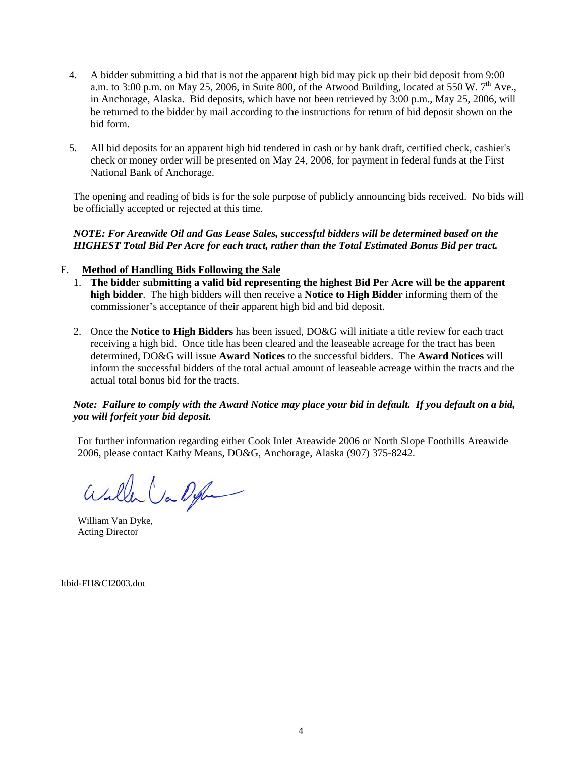4. A bidder submitting a bid that is not the apparent high bid may pick up their bid deposit from 9:00 a.m. to 3:00 p.m. on May 25, 2006, in Suite 800, of the Atwood Building, located at 550 W. 7th Ave., in Anchorage, Alaska. Bid deposits, which have not been retrieved by 3:00 p.m., May 25, 2006, will be returned to the bidder by mail according to the instructions for return of bid deposit shown on the bid form.

5. All bid deposits for an apparent high bid tendered in cash or by bank draft, certified check, cashier's check or money order will be presented on May 24, 2006, for payment in federal funds at the First National Bank of Anchorage.

The opening and reading of bids is for the sole purpose of publicly announcing bids received. No bids will be officially accepted or rejected at this time.

***NOTE: For Areawide Oil and Gas Lease Sales, successful bidders will be determined based on the HIGHEST Total Bid Per Acre for each tract, rather than the Total Estimated Bonus Bid per tract.***

F. **Method of Handling Bids Following the Sale**

1. **The bidder submitting a valid bid representing the highest Bid Per Acre will be the apparent high bidder**. The high bidders will then receive a **Notice to High Bidder** informing them of the commissioner's acceptance of their apparent high bid and bid deposit.

2. Once the **Notice to High Bidders** has been issued, DO&G will initiate a title review for each tract receiving a high bid. Once title has been cleared and the leaseable acreage for the tract has been determined, DO&G will issue **Award Notices** to the successful bidders. The **Award Notices** will inform the successful bidders of the total actual amount of leaseable acreage within the tracts and the actual total bonus bid for the tracts.

***Note: Failure to comply with the Award Notice may place your bid in default. If you default on a bid, you will forfeit your bid deposit.***

For further information regarding either Cook Inlet Areawide 2006 or North Slope Foothills Areawide 2006, please contact Kathy Means, DO&G, Anchorage, Alaska (907) 375-8242.

William Van Dyke,
Acting Director

Itbid-FH&CI2003.doc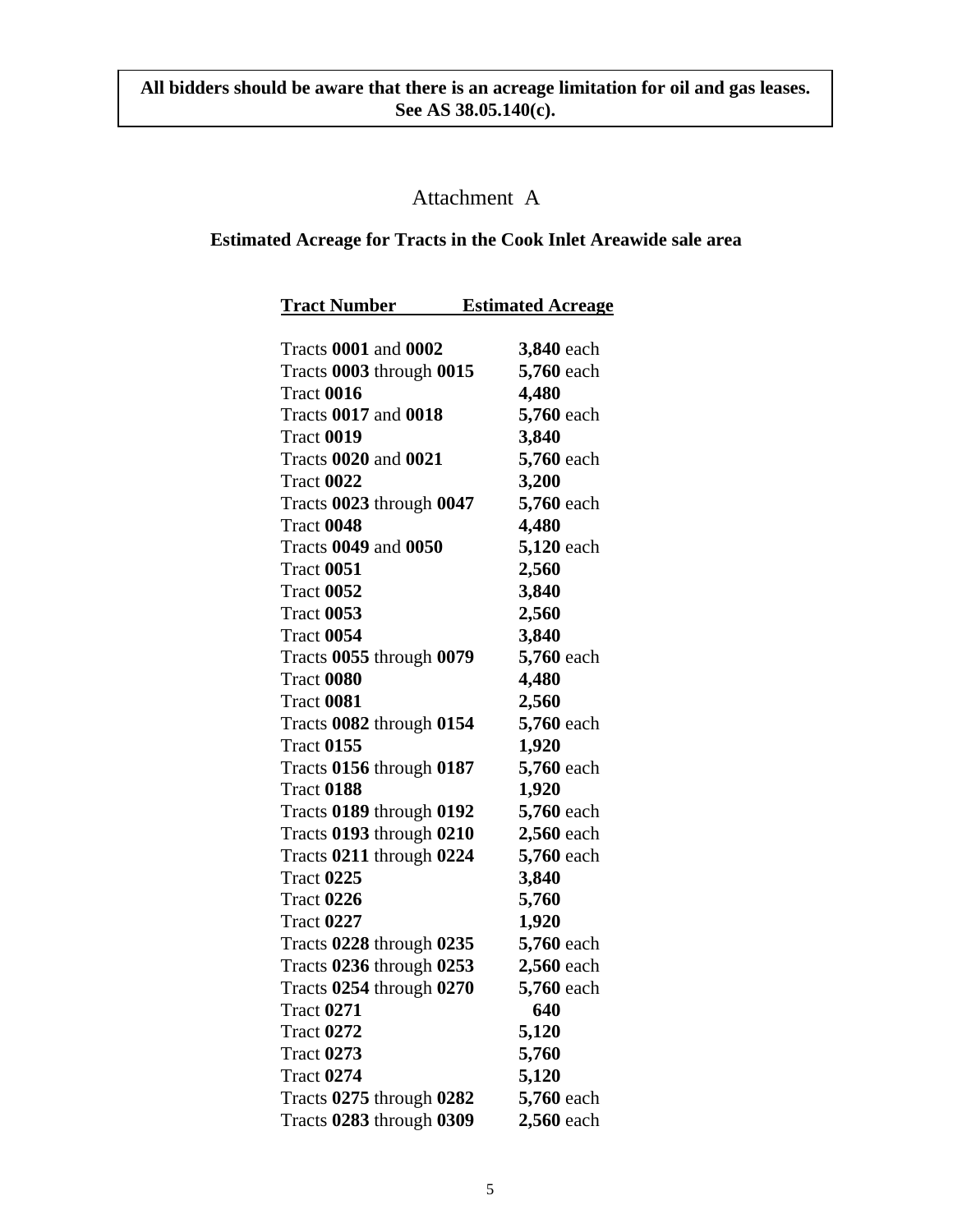**All bidders should be aware that there is an acreage limitation for oil and gas leases. See AS 38.05.140(c).**

# Attachment A

## Estimated Acreage for Tracts in the Cook Inlet Areawide sale area

| Tract Number | Estimated Acreage |
|---|---|
| Tracts **0001** and **0002** | **3,840** each |
| Tracts **0003** through **0015** | **5,760** each |
| Tract **0016** | **4,480** |
| Tracts **0017** and **0018** | **5,760** each |
| Tract **0019** | **3,840** |
| Tracts **0020** and **0021** | **5,760** each |
| Tract **0022** | **3,200** |
| Tracts **0023** through **0047** | **5,760** each |
| Tract **0048** | **4,480** |
| Tracts **0049** and **0050** | **5,120** each |
| Tract **0051** | **2,560** |
| Tract **0052** | **3,840** |
| Tract **0053** | **2,560** |
| Tract **0054** | **3,840** |
| Tracts **0055** through **0079** | **5,760** each |
| Tract **0080** | **4,480** |
| Tract **0081** | **2,560** |
| Tracts **0082** through **0154** | **5,760** each |
| Tract **0155** | **1,920** |
| Tracts **0156** through **0187** | **5,760** each |
| Tract **0188** | **1,920** |
| Tracts **0189** through **0192** | **5,760** each |
| Tracts **0193** through **0210** | **2,560** each |
| Tracts **0211** through **0224** | **5,760** each |
| Tract **0225** | **3,840** |
| Tract **0226** | **5,760** |
| Tract **0227** | **1,920** |
| Tracts **0228** through **0235** | **5,760** each |
| Tracts **0236** through **0253** | **2,560** each |
| Tracts **0254** through **0270** | **5,760** each |
| Tract **0271** | **640** |
| Tract **0272** | **5,120** |
| Tract **0273** | **5,760** |
| Tract **0274** | **5,120** |
| Tracts **0275** through **0282** | **5,760** each |
| Tracts **0283** through **0309** | **2,560** each |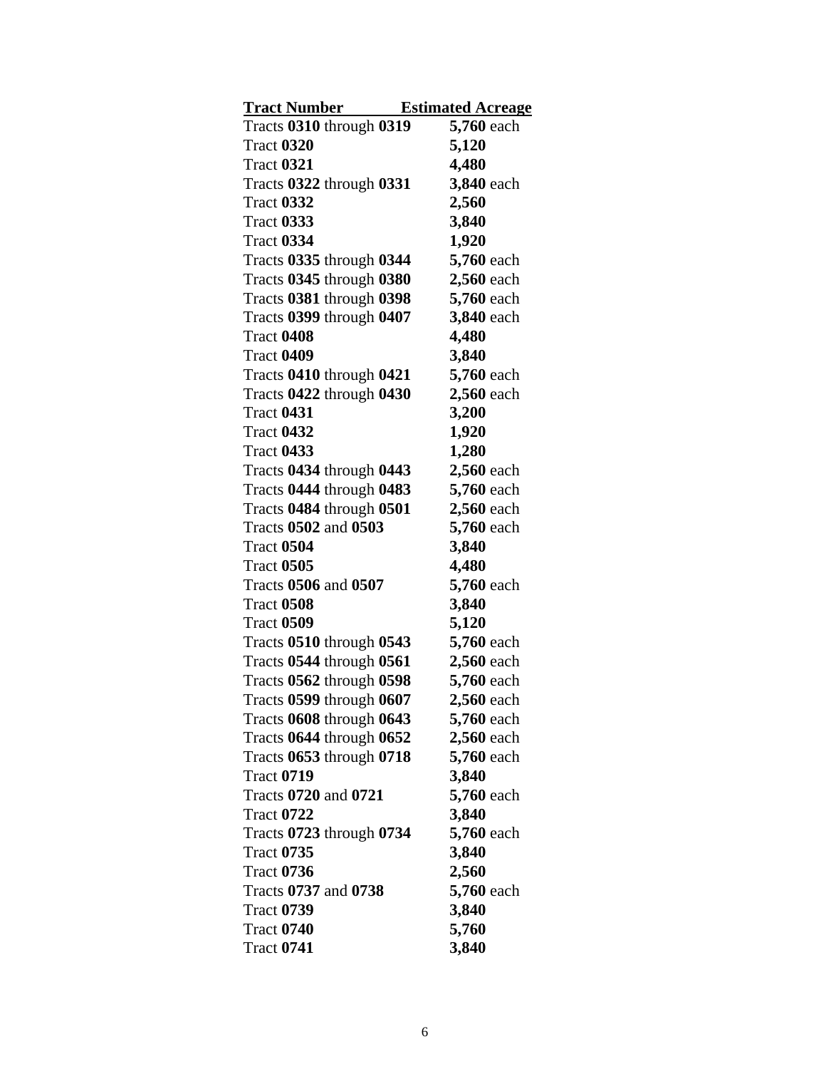| Tract Number | Estimated Acreage |
|---|---|
| Tracts **0310** through **0319** | **5,760** each |
| Tract **0320** | **5,120** |
| Tract **0321** | **4,480** |
| Tracts **0322** through **0331** | **3,840** each |
| Tract **0332** | **2,560** |
| Tract **0333** | **3,840** |
| Tract **0334** | **1,920** |
| Tracts **0335** through **0344** | **5,760** each |
| Tracts **0345** through **0380** | **2,560** each |
| Tracts **0381** through **0398** | **5,760** each |
| Tracts **0399** through **0407** | **3,840** each |
| Tract **0408** | **4,480** |
| Tract **0409** | **3,840** |
| Tracts **0410** through **0421** | **5,760** each |
| Tracts **0422** through **0430** | **2,560** each |
| Tract **0431** | **3,200** |
| Tract **0432** | **1,920** |
| Tract **0433** | **1,280** |
| Tracts **0434** through **0443** | **2,560** each |
| Tracts **0444** through **0483** | **5,760** each |
| Tracts **0484** through **0501** | **2,560** each |
| Tracts **0502** and **0503** | **5,760** each |
| Tract **0504** | **3,840** |
| Tract **0505** | **4,480** |
| Tracts **0506** and **0507** | **5,760** each |
| Tract **0508** | **3,840** |
| Tract **0509** | **5,120** |
| Tracts **0510** through **0543** | **5,760** each |
| Tracts **0544** through **0561** | **2,560** each |
| Tracts **0562** through **0598** | **5,760** each |
| Tracts **0599** through **0607** | **2,560** each |
| Tracts **0608** through **0643** | **5,760** each |
| Tracts **0644** through **0652** | **2,560** each |
| Tracts **0653** through **0718** | **5,760** each |
| Tract **0719** | **3,840** |
| Tracts **0720** and **0721** | **5,760** each |
| Tract **0722** | **3,840** |
| Tracts **0723** through **0734** | **5,760** each |
| Tract **0735** | **3,840** |
| Tract **0736** | **2,560** |
| Tracts **0737** and **0738** | **5,760** each |
| Tract **0739** | **3,840** |
| Tract **0740** | **5,760** |
| Tract **0741** | **3,840** |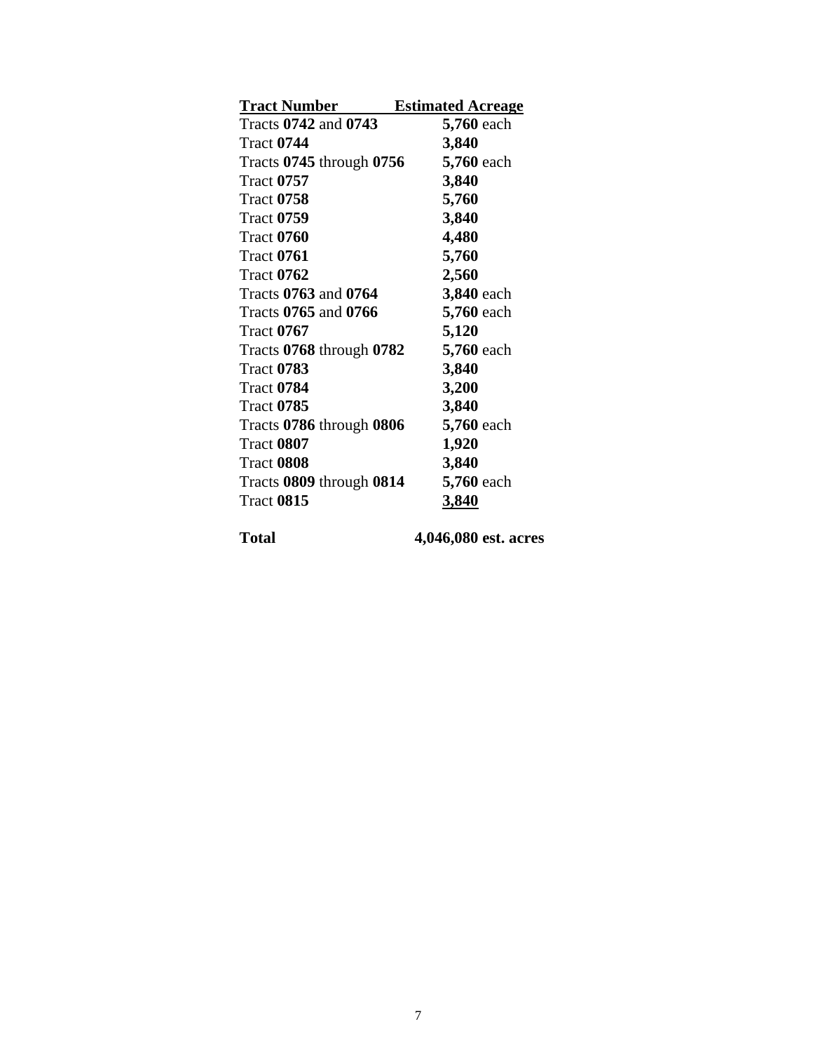| Tract Number | Estimated Acreage |
| --- | --- |
| Tracts **0742** and **0743** | **5,760** each |
| Tract **0744** | **3,840** |
| Tracts **0745** through **0756** | **5,760** each |
| Tract **0757** | **3,840** |
| Tract **0758** | **5,760** |
| Tract **0759** | **3,840** |
| Tract **0760** | **4,480** |
| Tract **0761** | **5,760** |
| Tract **0762** | **2,560** |
| Tracts **0763** and **0764** | **3,840** each |
| Tracts **0765** and **0766** | **5,760** each |
| Tract **0767** | **5,120** |
| Tracts **0768** through **0782** | **5,760** each |
| Tract **0783** | **3,840** |
| Tract **0784** | **3,200** |
| Tract **0785** | **3,840** |
| Tracts **0786** through **0806** | **5,760** each |
| Tract **0807** | **1,920** |
| Tract **0808** | **3,840** |
| Tracts **0809** through **0814** | **5,760** each |
| Tract **0815** | **3,840** |
| **Total** | **4,046,080 est. acres** |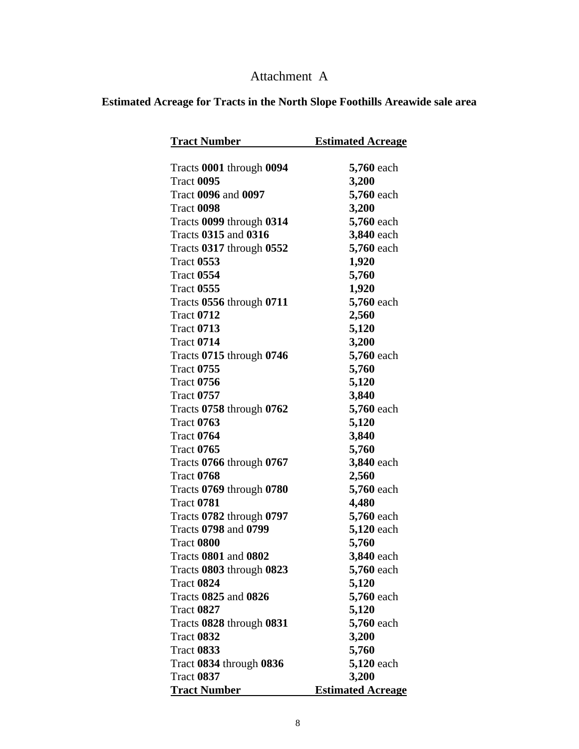Attachment A

**Estimated Acreage for Tracts in the North Slope Foothills Areawide sale area**

| Tract Number | Estimated Acreage |
|---|---|
| Tracts **0001** through **0094** | **5,760** each |
| Tract **0095** | **3,200** |
| Tract **0096** and **0097** | **5,760** each |
| Tract **0098** | **3,200** |
| Tracts **0099** through **0314** | **5,760** each |
| Tracts **0315** and **0316** | **3,840** each |
| Tracts **0317** through **0552** | **5,760** each |
| Tract **0553** | **1,920** |
| Tract **0554** | **5,760** |
| Tract **0555** | **1,920** |
| Tracts **0556** through **0711** | **5,760** each |
| Tract **0712** | **2,560** |
| Tract **0713** | **5,120** |
| Tract **0714** | **3,200** |
| Tracts **0715** through **0746** | **5,760** each |
| Tract **0755** | **5,760** |
| Tract **0756** | **5,120** |
| Tract **0757** | **3,840** |
| Tracts **0758** through **0762** | **5,760** each |
| Tract **0763** | **5,120** |
| Tract **0764** | **3,840** |
| Tract **0765** | **5,760** |
| Tracts **0766** through **0767** | **3,840** each |
| Tract **0768** | **2,560** |
| Tracts **0769** through **0780** | **5,760** each |
| Tract **0781** | **4,480** |
| Tracts **0782** through **0797** | **5,760** each |
| Tracts **0798** and **0799** | **5,120** each |
| Tract **0800** | **5,760** |
| Tracts **0801** and **0802** | **3,840** each |
| Tracts **0803** through **0823** | **5,760** each |
| Tract **0824** | **5,120** |
| Tracts **0825** and **0826** | **5,760** each |
| Tract **0827** | **5,120** |
| Tracts **0828** through **0831** | **5,760** each |
| Tract **0832** | **3,200** |
| Tract **0833** | **5,760** |
| Tract **0834** through **0836** | **5,120** each |
| Tract **0837** | **3,200** |
| **Tract Number** | **Estimated Acreage** |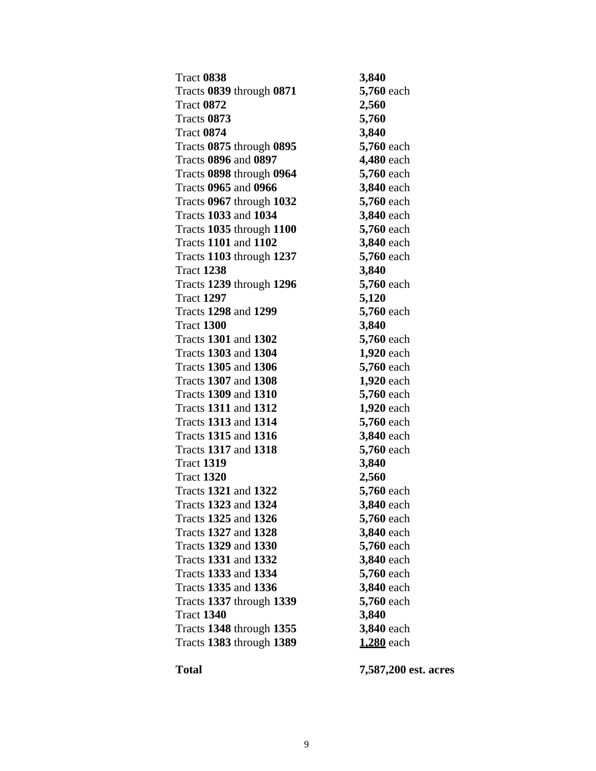| | |
|---|---|
| Tract **0838** | **3,840** |
| Tracts **0839** through **0871** | **5,760** each |
| Tract **0872** | **2,560** |
| Tracts **0873** | **5,760** |
| Tract **0874** | **3,840** |
| Tracts **0875** through **0895** | **5,760** each |
| Tracts **0896** and **0897** | **4,480** each |
| Tracts **0898** through **0964** | **5,760** each |
| Tracts **0965** and **0966** | **3,840** each |
| Tracts **0967** through **1032** | **5,760** each |
| Tracts **1033** and **1034** | **3,840** each |
| Tracts **1035** through **1100** | **5,760** each |
| Tracts **1101** and **1102** | **3,840** each |
| Tracts **1103** through **1237** | **5,760** each |
| Tract **1238** | **3,840** |
| Tracts **1239** through **1296** | **5,760** each |
| Tract **1297** | **5,120** |
| Tracts **1298** and **1299** | **5,760** each |
| Tract **1300** | **3,840** |
| Tracts **1301** and **1302** | **5,760** each |
| Tracts **1303** and **1304** | **1,920** each |
| Tracts **1305** and **1306** | **5,760** each |
| Tracts **1307** and **1308** | **1,920** each |
| Tracts **1309** and **1310** | **5,760** each |
| Tracts **1311** and **1312** | **1,920** each |
| Tracts **1313** and **1314** | **5,760** each |
| Tracts **1315** and **1316** | **3,840** each |
| Tracts **1317** and **1318** | **5,760** each |
| Tract **1319** | **3,840** |
| Tract **1320** | **2,560** |
| Tracts **1321** and **1322** | **5,760** each |
| Tracts **1323** and **1324** | **3,840** each |
| Tracts **1325** and **1326** | **5,760** each |
| Tracts **1327** and **1328** | **3,840** each |
| Tracts **1329** and **1330** | **5,760** each |
| Tracts **1331** and **1332** | **3,840** each |
| Tracts **1333** and **1334** | **5,760** each |
| Tracts **1335** and **1336** | **3,840** each |
| Tracts **1337** through **1339** | **5,760** each |
| Tract **1340** | **3,840** |
| Tracts **1348** through **1355** | **3,840** each |
| Tracts **1383** through **1389** | **1,280** each |
| **Total** | **7,587,200 est. acres** |